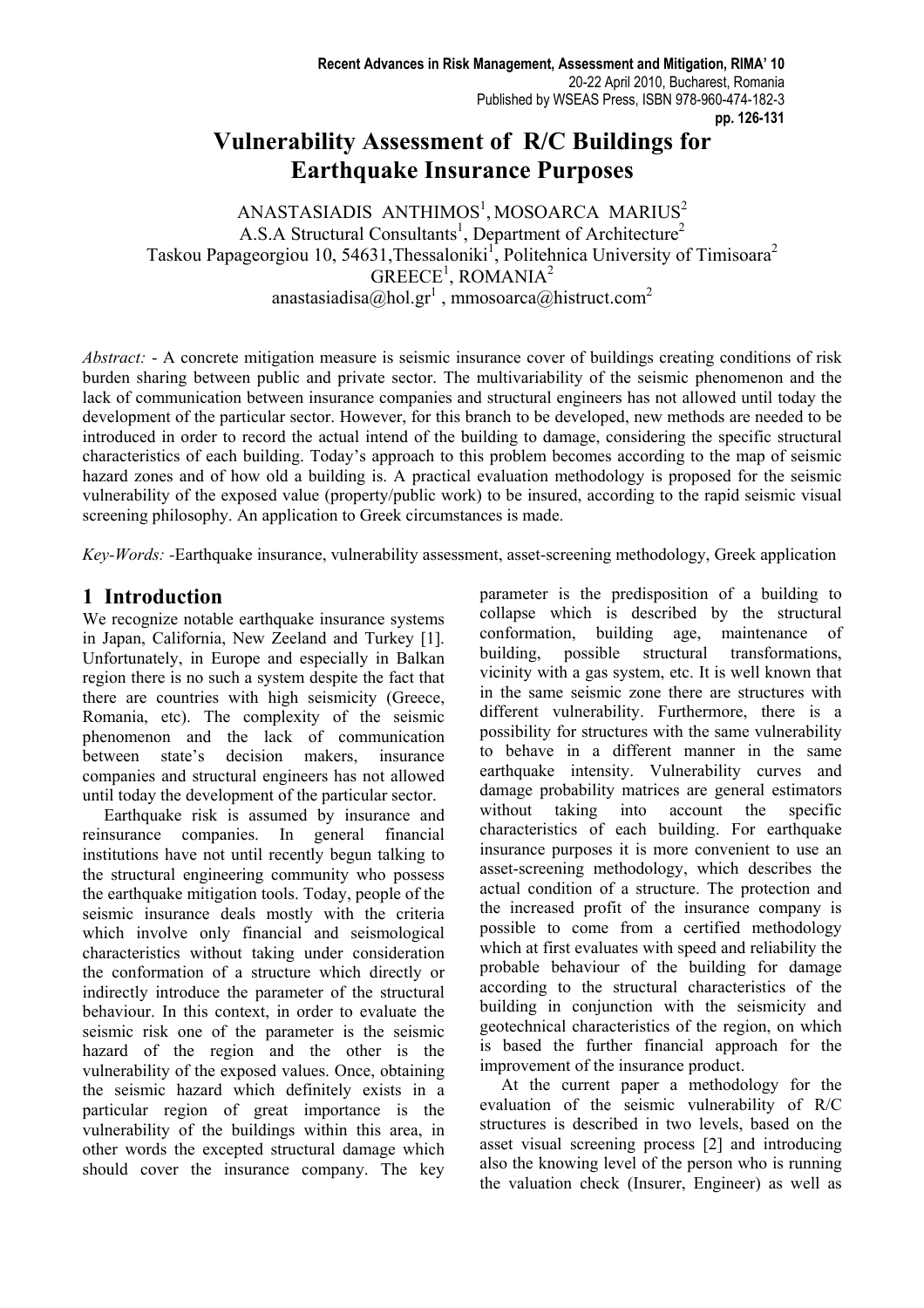# Vulnerability Assessment of R/C Buildings for Earthquake Insurance Purposes

ANASTASIADIS ANTHIMOS[1], MOSOARCA MARIUS[2]
A.S.A Structural Consultants[1], Department of Architecture[2]
Taskou Papageorgiou 10, 54631,Thessaloniki[1], Politehnica University of Timisoara[2]
GREECE[1], ROMANIA[2]
anastasiadisa@hol.gr[1] , mmosoarca@histruct.com[2]

*Abstract:* - A concrete mitigation measure is seismic insurance cover of buildings creating conditions of risk burden sharing between public and private sector. The multivariability of the seismic phenomenon and the lack of communication between insurance companies and structural engineers has not allowed until today the development of the particular sector. However, for this branch to be developed, new methods are needed to be introduced in order to record the actual intend of the building to damage, considering the specific structural characteristics of each building. Today's approach to this problem becomes according to the map of seismic hazard zones and of how old a building is. A practical evaluation methodology is proposed for the seismic vulnerability of the exposed value (property/public work) to be insured, according to the rapid seismic visual screening philosophy. An application to Greek circumstances is made.

*Key-Words:* -Earthquake insurance, vulnerability assessment, asset-screening methodology, Greek application

## 1 Introduction

We recognize notable earthquake insurance systems in Japan, California, New Zeeland and Turkey [1]. Unfortunately, in Europe and especially in Balkan region there is no such a system despite the fact that there are countries with high seismicity (Greece, Romania, etc). The complexity of the seismic phenomenon and the lack of communication between state's decision makers, insurance companies and structural engineers has not allowed until today the development of the particular sector.

Earthquake risk is assumed by insurance and reinsurance companies. In general financial institutions have not until recently begun talking to the structural engineering community who possess the earthquake mitigation tools. Today, people of the seismic insurance deals mostly with the criteria which involve only financial and seismological characteristics without taking under consideration the conformation of a structure which directly or indirectly introduce the parameter of the structural behaviour. In this context, in order to evaluate the seismic risk one of the parameter is the seismic hazard of the region and the other is the vulnerability of the exposed values. Once, obtaining the seismic hazard which definitely exists in a particular region of great importance is the vulnerability of the buildings within this area, in other words the excepted structural damage which should cover the insurance company. The key parameter is the predisposition of a building to collapse which is described by the structural conformation, building age, maintenance of building, possible structural transformations, vicinity with a gas system, etc. It is well known that in the same seismic zone there are structures with different vulnerability. Furthermore, there is a possibility for structures with the same vulnerability to behave in a different manner in the same earthquake intensity. Vulnerability curves and damage probability matrices are general estimators without taking into account the specific characteristics of each building. For earthquake insurance purposes it is more convenient to use an asset-screening methodology, which describes the actual condition of a structure. The protection and the increased profit of the insurance company is possible to come from a certified methodology which at first evaluates with speed and reliability the probable behaviour of the building for damage according to the structural characteristics of the building in conjunction with the seismicity and geotechnical characteristics of the region, on which is based the further financial approach for the improvement of the insurance product.

At the current paper a methodology for the evaluation of the seismic vulnerability of R/C structures is described in two levels, based on the asset visual screening process [2] and introducing also the knowing level of the person who is running the valuation check (Insurer, Engineer) as well as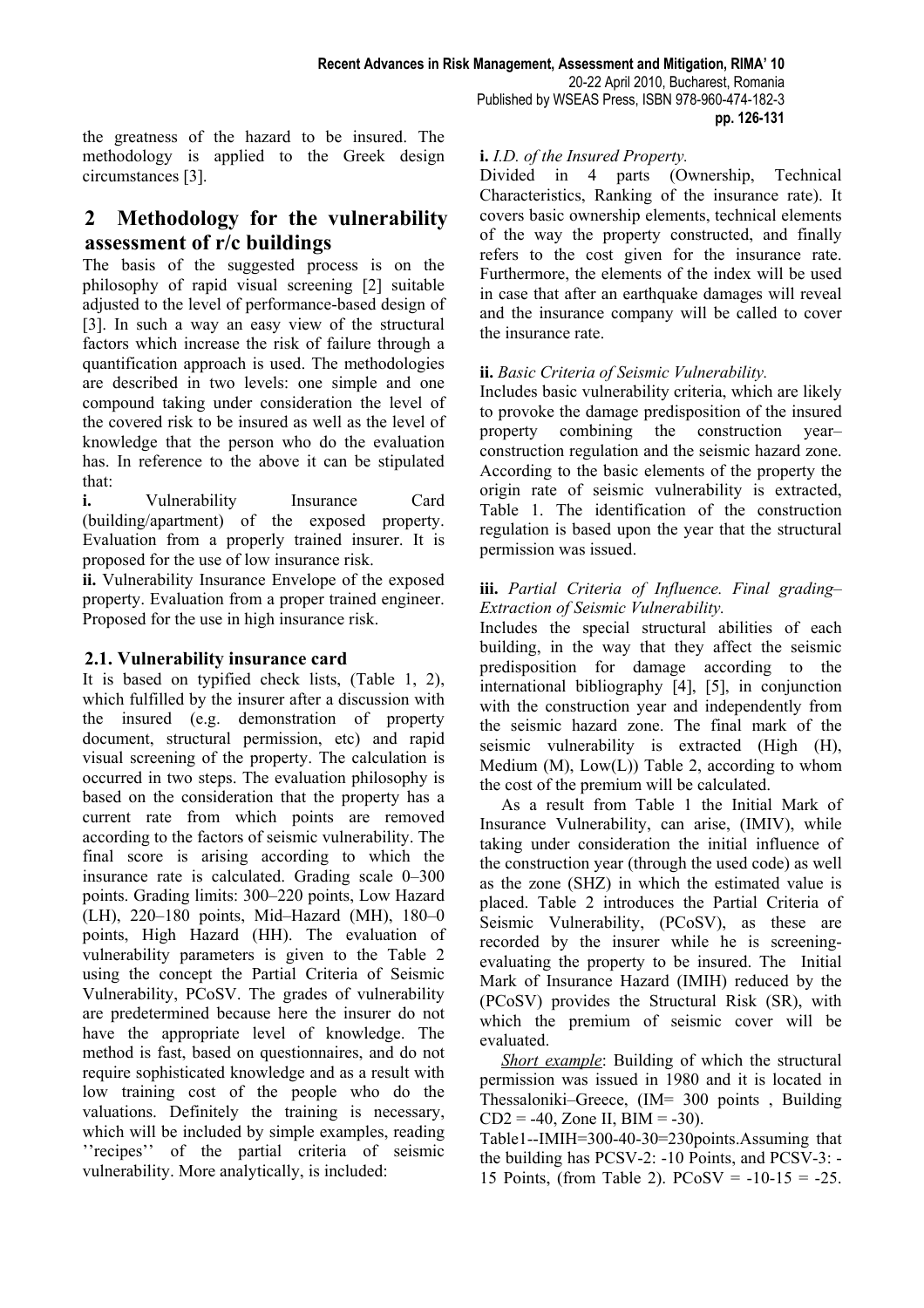the greatness of the hazard to be insured. The methodology is applied to the Greek design circumstances [3].

## 2 Methodology for the vulnerability assessment of r/c buildings

The basis of the suggested process is on the philosophy of rapid visual screening [2] suitable adjusted to the level of performance-based design of [3]. In such a way an easy view of the structural factors which increase the risk of failure through a quantification approach is used. The methodologies are described in two levels: one simple and one compound taking under consideration the level of the covered risk to be insured as well as the level of knowledge that the person who do the evaluation has. In reference to the above it can be stipulated that:

**i.** Vulnerability Insurance Card (building/apartment) of the exposed property. Evaluation from a properly trained insurer. It is proposed for the use of low insurance risk.

**ii.** Vulnerability Insurance Envelope of the exposed property. Evaluation from a proper trained engineer. Proposed for the use in high insurance risk.

### 2.1. Vulnerability insurance card

It is based on typified check lists, (Table 1, 2), which fulfilled by the insurer after a discussion with the insured (e.g. demonstration of property document, structural permission, etc) and rapid visual screening of the property. The calculation is occurred in two steps. The evaluation philosophy is based on the consideration that the property has a current rate from which points are removed according to the factors of seismic vulnerability. The final score is arising according to which the insurance rate is calculated. Grading scale 0–300 points. Grading limits: 300–220 points, Low Hazard (LH), 220–180 points, Mid–Hazard (MH), 180–0 points, High Hazard (HH). The evaluation of vulnerability parameters is given to the Table 2 using the concept the Partial Criteria of Seismic Vulnerability, PCoSV. The grades of vulnerability are predetermined because here the insurer do not have the appropriate level of knowledge. The method is fast, based on questionnaires, and do not require sophisticated knowledge and as a result with low training cost of the people who do the valuations. Definitely the training is necessary, which will be included by simple examples, reading ''recipes'' of the partial criteria of seismic vulnerability. More analytically, is included:

**i.** *I.D. of the Insured Property.*

Divided in 4 parts (Ownership, Technical Characteristics, Ranking of the insurance rate). It covers basic ownership elements, technical elements of the way the property constructed, and finally refers to the cost given for the insurance rate. Furthermore, the elements of the index will be used in case that after an earthquake damages will reveal and the insurance company will be called to cover the insurance rate.

**ii.** *Basic Criteria of Seismic Vulnerability.*

Includes basic vulnerability criteria, which are likely to provoke the damage predisposition of the insured property combining the construction year–construction regulation and the seismic hazard zone. According to the basic elements of the property the origin rate of seismic vulnerability is extracted, Table 1. The identification of the construction regulation is based upon the year that the structural permission was issued.

**iii.** *Partial Criteria of Influence. Final grading–Extraction of Seismic Vulnerability.*

Includes the special structural abilities of each building, in the way that they affect the seismic predisposition for damage according to the international bibliography [4], [5], in conjunction with the construction year and independently from the seismic hazard zone. The final mark of the seismic vulnerability is extracted (High (H), Medium (M), Low(L)) Table 2, according to whom the cost of the premium will be calculated.

As a result from Table 1 the Initial Mark of Insurance Vulnerability, can arise, (IMIV), while taking under consideration the initial influence of the construction year (through the used code) as well as the zone (SHZ) in which the estimated value is placed. Table 2 introduces the Partial Criteria of Seismic Vulnerability, (PCoSV), as these are recorded by the insurer while he is screening-evaluating the property to be insured. The Initial Mark of Insurance Hazard (IMIH) reduced by the (PCoSV) provides the Structural Risk (SR), with which the premium of seismic cover will be evaluated.

*Short example*: Building of which the structural permission was issued in 1980 and it is located in Thessaloniki–Greece, (IM= 300 points , Building CD2 = -40, Zone II, BIM = -30).

Table1--IMIH=300-40-30=230points.Assuming that the building has PCSV-2: -10 Points, and PCSV-3: -15 Points, (from Table 2). PCoSV = -10-15 = -25.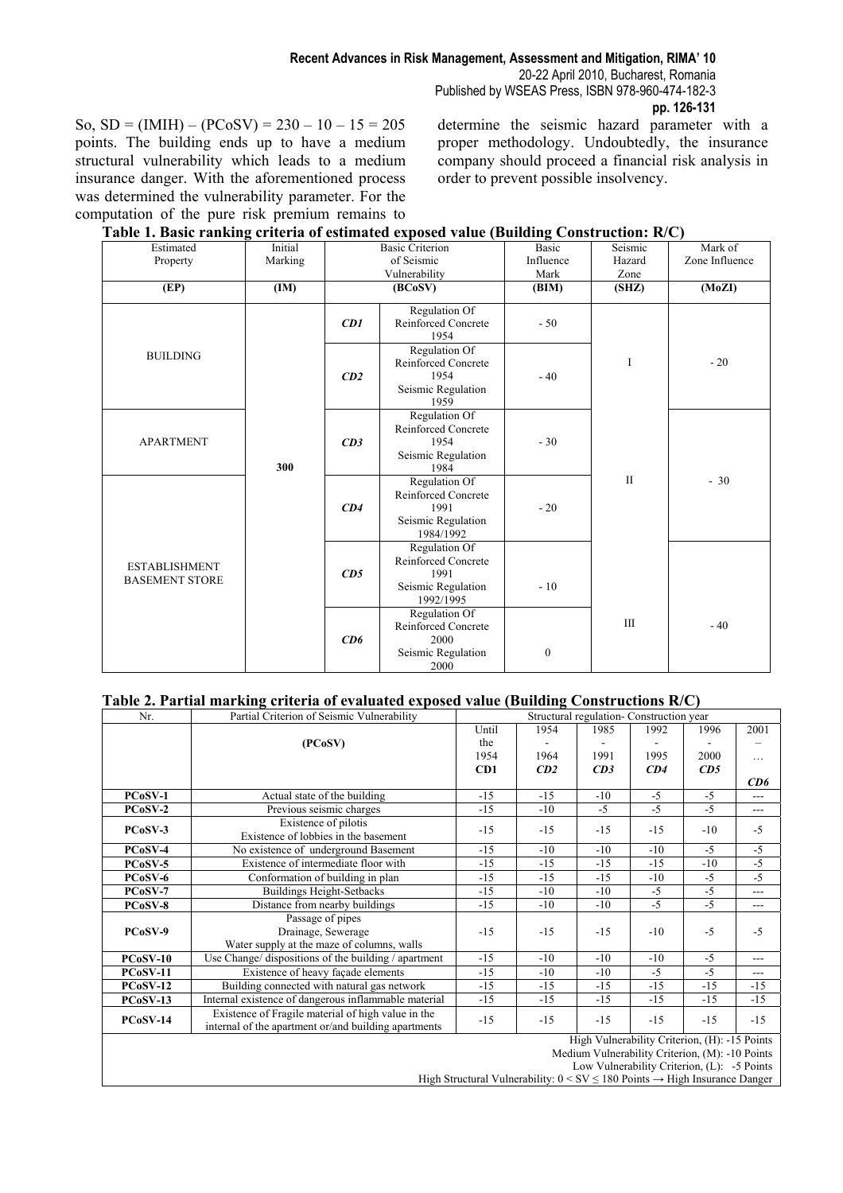So, SD = (IMIH) – (PCoSV) = 230 – 10 – 15 = 205 points. The building ends up to have a medium structural vulnerability which leads to a medium insurance danger. With the aforementioned process was determined the vulnerability parameter. For the computation of the pure risk premium remains to determine the seismic hazard parameter with a proper methodology. Undoubtedly, the insurance company should proceed a financial risk analysis in order to prevent possible insolvency.

**Table 1. Basic ranking criteria of estimated exposed value (Building Construction: R/C)**

| Estimated Property | Initial Marking | Basic Criterion of Seismic Vulnerability | | Basic Influence Mark | Seismic Hazard Zone | Mark of Zone Influence |
|---|---|---|---|---|---|---|
| **(EP)** | **(IM)** | **(BCoSV)** | | **(BIM)** | **(SHZ)** | **(MoZI)** |
| BUILDING | 300 | ***CD1*** | Regulation Of Reinforced Concrete 1954 | - 50 | I | - 20 |
| | | ***CD2*** | Regulation Of Reinforced Concrete 1954 Seismic Regulation 1959 | - 40 | | |
| APARTMENT | | ***CD3*** | Regulation Of Reinforced Concrete 1954 Seismic Regulation 1984 | - 30 | II | - 30 |
| ESTABLISHMENT BASEMENT STORE | | ***CD4*** | Regulation Of Reinforced Concrete 1991 Seismic Regulation 1984/1992 | - 20 | | |
| | | ***CD5*** | Regulation Of Reinforced Concrete 1991 Seismic Regulation 1992/1995 | - 10 | III | - 40 |
| | | ***CD6*** | Regulation Of Reinforced Concrete 2000 Seismic Regulation 2000 | 0 | | |

**Table 2. Partial marking criteria of evaluated exposed value (Building Constructions R/C)**

| Nr. | Partial Criterion of Seismic Vulnerability | Structural regulation- Construction year | | | | | |
|---|---|---|---|---|---|---|---|
| | **(PCoSV)** | Until the 1954 **CD1** | 1954 - 1964 ***CD2*** | 1985 - 1991 ***CD3*** | 1992 - 1995 ***CD4*** | 1996 - 2000 ***CD5*** | 2001 – … ***CD6*** |
| **PCoSV-1** | Actual state of the building | -15 | -15 | -10 | -5 | -5 | --- |
| **PCoSV-2** | Previous seismic charges | -15 | -10 | -5 | -5 | -5 | --- |
| **PCoSV-3** | Existence of pilotis Existence of lobbies in the basement | -15 | -15 | -15 | -15 | -10 | -5 |
| **PCoSV-4** | No existence of underground Basement | -15 | -10 | -10 | -10 | -5 | -5 |
| **PCoSV-5** | Existence of intermediate floor with | -15 | -15 | -15 | -15 | -10 | -5 |
| **PCoSV-6** | Conformation of building in plan | -15 | -15 | -15 | -10 | -5 | -5 |
| **PCoSV-7** | Buildings Height-Setbacks | -15 | -10 | -10 | -5 | -5 | --- |
| **PCoSV-8** | Distance from nearby buildings | -15 | -10 | -10 | -5 | -5 | --- |
| **PCoSV-9** | Passage of pipes Drainage, Sewerage Water supply at the maze of columns, walls | -15 | -15 | -15 | -10 | -5 | -5 |
| **PCoSV-10** | Use Change/ dispositions of the building / apartment | -15 | -10 | -10 | -10 | -5 | --- |
| **PCoSV-11** | Existence of heavy façade elements | -15 | -10 | -10 | -5 | -5 | --- |
| **PCoSV-12** | Building connected with natural gas network | -15 | -15 | -15 | -15 | -15 | -15 |
| **PCoSV-13** | Internal existence of dangerous inflammable material | -15 | -15 | -15 | -15 | -15 | -15 |
| **PCoSV-14** | Existence of Fragile material of high value in the internal of the apartment or/and building apartments | -15 | -15 | -15 | -15 | -15 | -15 |

High Vulnerability Criterion, (H): -15 Points
Medium Vulnerability Criterion, (M): -10 Points
Low Vulnerability Criterion, (L): -5 Points
High Structural Vulnerability: $0 < SV \leq 180$ Points → High Insurance Danger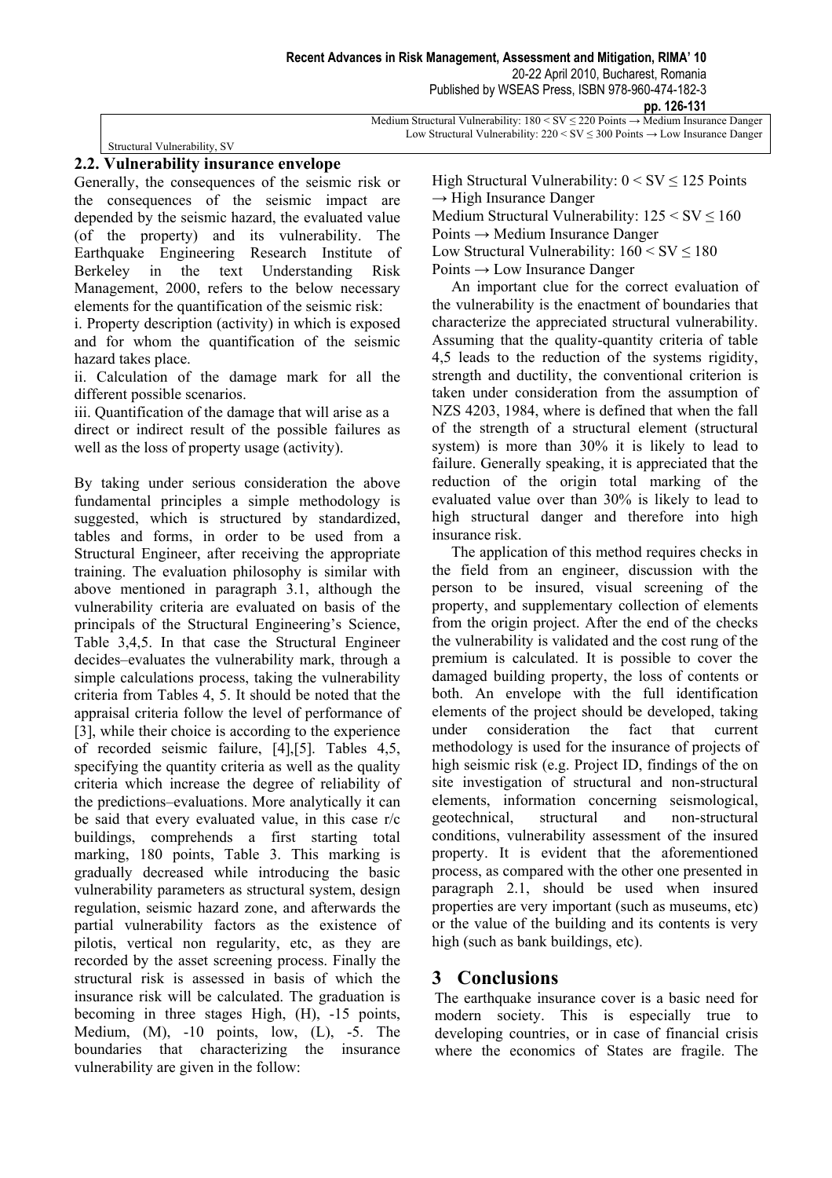| | Medium Structural Vulnerability: 180 < SV ≤ 220 Points → Medium Insurance Danger |
|---|---|
| Structural Vulnerability, SV | Low Structural Vulnerability: 220 < SV ≤ 300 Points → Low Insurance Danger |

## 2.2. Vulnerability insurance envelope

Generally, the consequences of the seismic risk or the consequences of the seismic impact are depended by the seismic hazard, the evaluated value (of the property) and its vulnerability. The Earthquake Engineering Research Institute of Berkeley in the text Understanding Risk Management, 2000, refers to the below necessary elements for the quantification of the seismic risk:

i. Property description (activity) in which is exposed and for whom the quantification of the seismic hazard takes place.

ii. Calculation of the damage mark for all the different possible scenarios.

iii. Quantification of the damage that will arise as a direct or indirect result of the possible failures as well as the loss of property usage (activity).

By taking under serious consideration the above fundamental principles a simple methodology is suggested, which is structured by standardized, tables and forms, in order to be used from a Structural Engineer, after receiving the appropriate training. The evaluation philosophy is similar with above mentioned in paragraph 3.1, although the vulnerability criteria are evaluated on basis of the principals of the Structural Engineering's Science, Table 3,4,5. In that case the Structural Engineer decides–evaluates the vulnerability mark, through a simple calculations process, taking the vulnerability criteria from Tables 4, 5. It should be noted that the appraisal criteria follow the level of performance of [3], while their choice is according to the experience of recorded seismic failure, [4],[5]. Tables 4,5, specifying the quantity criteria as well as the quality criteria which increase the degree of reliability of the predictions–evaluations. More analytically it can be said that every evaluated value, in this case r/c buildings, comprehends a first starting total marking, 180 points, Table 3. This marking is gradually decreased while introducing the basic vulnerability parameters as structural system, design regulation, seismic hazard zone, and afterwards the partial vulnerability factors as the existence of pilotis, vertical non regularity, etc, as they are recorded by the asset screening process. Finally the structural risk is assessed in basis of which the insurance risk will be calculated. The graduation is becoming in three stages High, (H), -15 points, Medium, (M), -10 points, low, (L), -5. The boundaries that characterizing the insurance vulnerability are given in the follow:

High Structural Vulnerability: 0 < SV ≤ 125 Points → High Insurance Danger
Medium Structural Vulnerability: 125 < SV ≤ 160 Points → Medium Insurance Danger
Low Structural Vulnerability: 160 < SV ≤ 180 Points → Low Insurance Danger

An important clue for the correct evaluation of the vulnerability is the enactment of boundaries that characterize the appreciated structural vulnerability. Assuming that the quality-quantity criteria of table 4,5 leads to the reduction of the systems rigidity, strength and ductility, the conventional criterion is taken under consideration from the assumption of NZS 4203, 1984, where is defined that when the fall of the strength of a structural element (structural system) is more than 30% it is likely to lead to failure. Generally speaking, it is appreciated that the reduction of the origin total marking of the evaluated value over than 30% is likely to lead to high structural danger and therefore into high insurance risk.

The application of this method requires checks in the field from an engineer, discussion with the person to be insured, visual screening of the property, and supplementary collection of elements from the origin project. After the end of the checks the vulnerability is validated and the cost rung of the premium is calculated. It is possible to cover the damaged building property, the loss of contents or both. An envelope with the full identification elements of the project should be developed, taking under consideration the fact that current methodology is used for the insurance of projects of high seismic risk (e.g. Project ID, findings of the on site investigation of structural and non-structural elements, information concerning seismological, geotechnical, structural and non-structural conditions, vulnerability assessment of the insured property. It is evident that the aforementioned process, as compared with the other one presented in paragraph 2.1, should be used when insured properties are very important (such as museums, etc) or the value of the building and its contents is very high (such as bank buildings, etc).

# 3 Conclusions

The earthquake insurance cover is a basic need for modern society. This is especially true to developing countries, or in case of financial crisis where the economics of States are fragile. The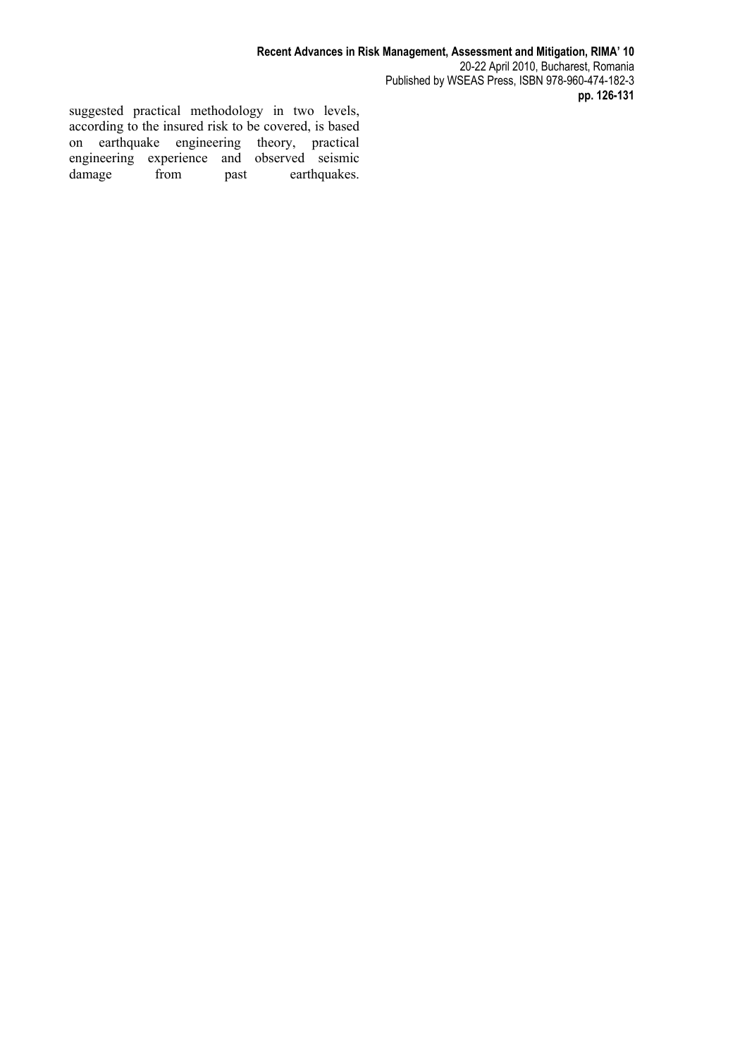suggested practical methodology in two levels, according to the insured risk to be covered, is based on earthquake engineering theory, practical engineering experience and observed seismic damage from past earthquakes.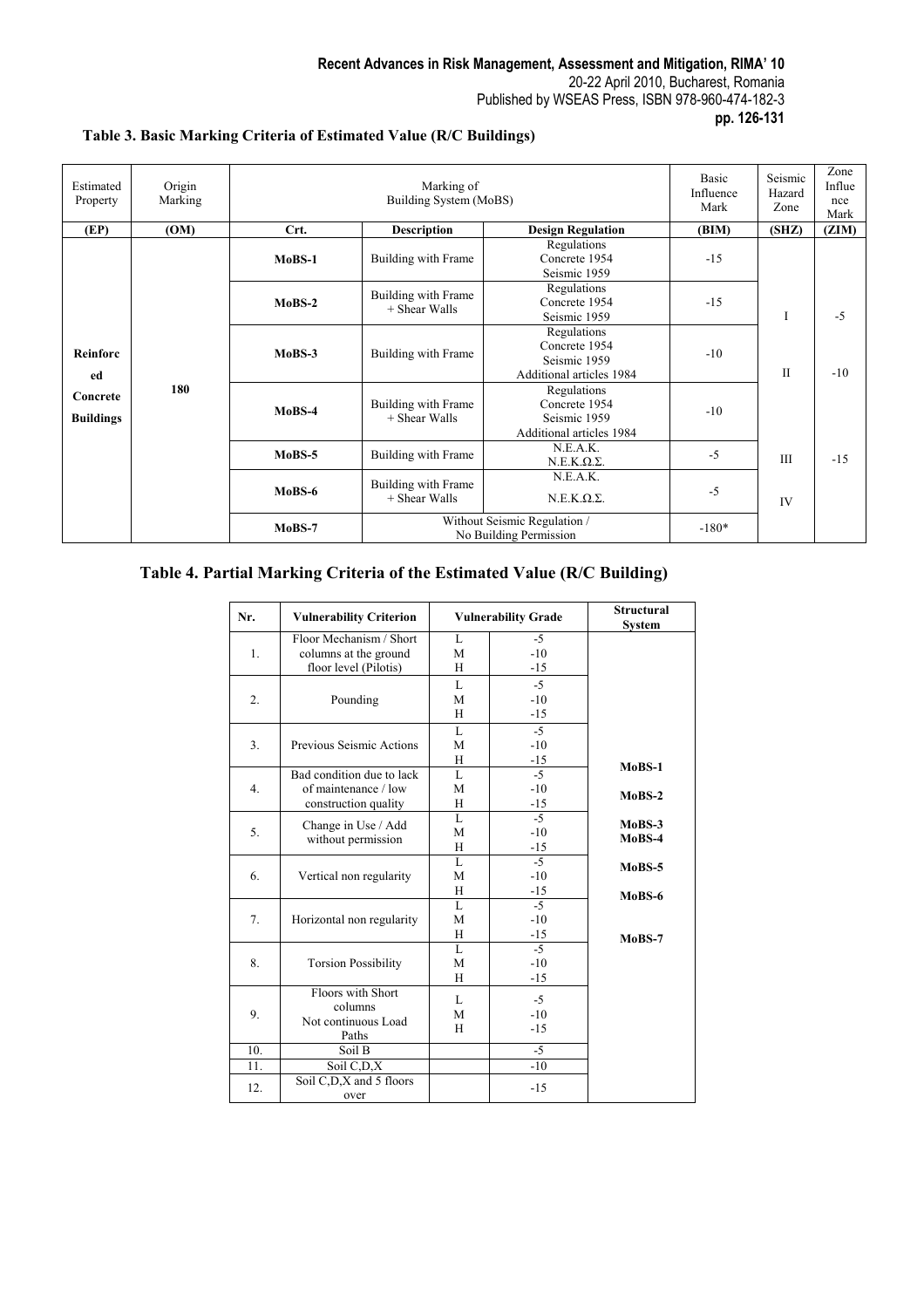**Table 3. Basic Marking Criteria of Estimated Value (R/C Buildings)**

| Estimated Property | Origin Marking | Marking of Building System (MoBS) | | | Basic Influence Mark | Seismic Hazard Zone | Zone Influence Mark |
|---|---|---|---|---|---|---|---|
| (EP) | (OM) | Crt. | Description | Design Regulation | (BIM) | (SHZ) | (ZIM) |
| Reinforced Concrete Buildings | 180 | MoBS-1 | Building with Frame | Regulations Concrete 1954 Seismic 1959 | -15 | I | -5 |
| | | MoBS-2 | Building with Frame + Shear Walls | Regulations Concrete 1954 Seismic 1959 | -15 | | |
| | | MoBS-3 | Building with Frame | Regulations Concrete 1954 Seismic 1959 Additional articles 1984 | -10 | II | -10 |
| | | MoBS-4 | Building with Frame + Shear Walls | Regulations Concrete 1954 Seismic 1959 Additional articles 1984 | -10 | | |
| | | MoBS-5 | Building with Frame | N.E.A.K. N.E.K.Ω.Σ. | -5 | III | -15 |
| | | MoBS-6 | Building with Frame + Shear Walls | N.E.A.K. N.E.K.Ω.Σ. | -5 | IV | |
| | | MoBS-7 | Without Seismic Regulation / No Building Permission | | -180* | | |

**Table 4. Partial Marking Criteria of the Estimated Value (R/C Building)**

| Nr. | Vulnerability Criterion | Vulnerability Grade | | Structural System |
|---|---|---|---|---|
| 1. | Floor Mechanism / Short columns at the ground floor level (Pilotis) | L<br>M<br>H | -5<br>-10<br>-15 | MoBS-1<br>MoBS-2<br>MoBS-3<br>MoBS-4<br>MoBS-5<br>MoBS-6<br>MoBS-7 |
| 2. | Pounding | L<br>M<br>H | -5<br>-10<br>-15 | |
| 3. | Previous Seismic Actions | L<br>M<br>H | -5<br>-10<br>-15 | |
| 4. | Bad condition due to lack of maintenance / low construction quality | L<br>M<br>H | -5<br>-10<br>-15 | |
| 5. | Change in Use / Add without permission | L<br>M<br>H | -5<br>-10<br>-15 | |
| 6. | Vertical non regularity | L<br>M<br>H | -5<br>-10<br>-15 | |
| 7. | Horizontal non regularity | L<br>M<br>H | -5<br>-10<br>-15 | |
| 8. | Torsion Possibility | L<br>M<br>H | -5<br>-10<br>-15 | |
| 9. | Floors with Short columns Not continuous Load Paths | L<br>M<br>H | -5<br>-10<br>-15 | |
| 10. | Soil B | | -5 | |
| 11. | Soil C,D,X | | -10 | |
| 12. | Soil C,D,X and 5 floors over | | -15 | |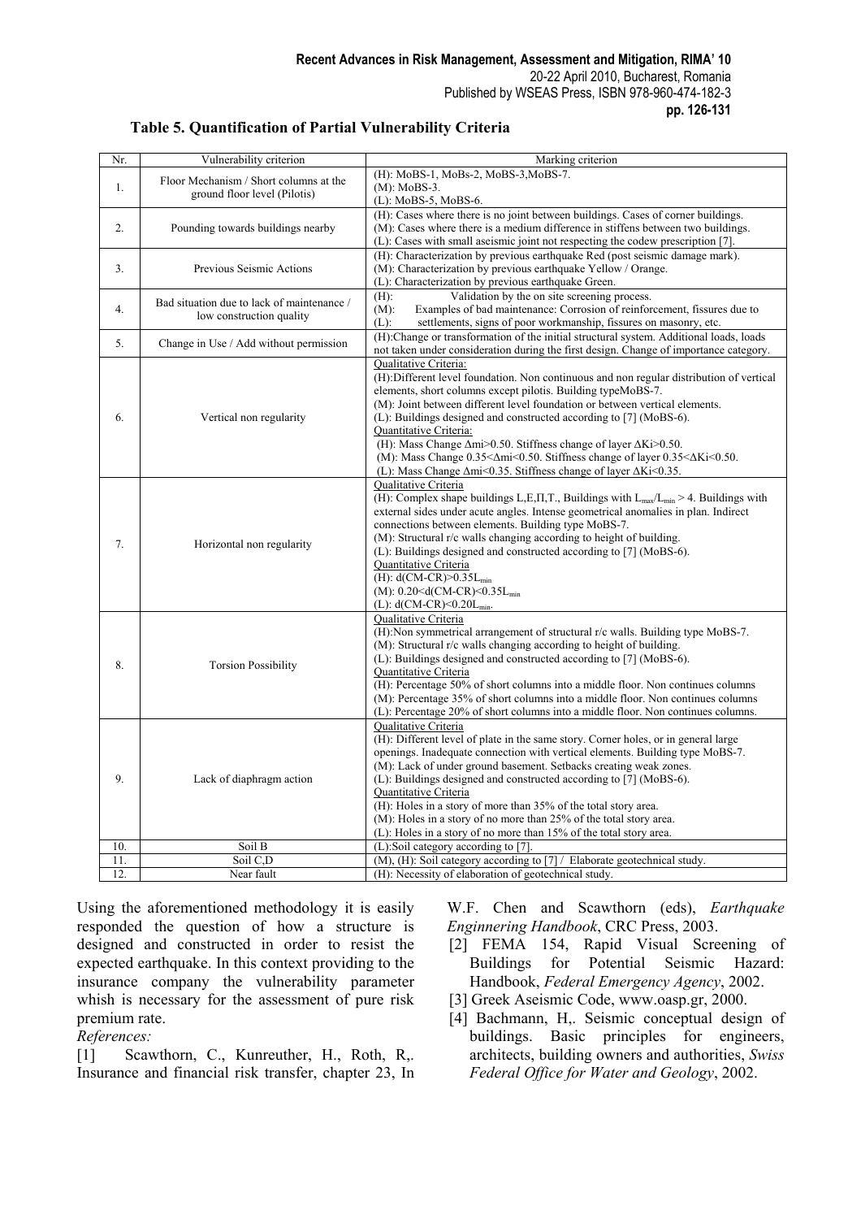**Table 5. Quantification of Partial Vulnerability Criteria**

| Nr. | Vulnerability criterion | Marking criterion |
|---|---|---|
| 1. | Floor Mechanism / Short columns at the ground floor level (Pilotis) | (H): MoBS-1, MoBs-2, MoBS-3,MoBS-7.<br>(M): MoBS-3.<br>(L): MoBS-5, MoBS-6. |
| 2. | Pounding towards buildings nearby | (H): Cases where there is no joint between buildings. Cases of corner buildings.<br>(M): Cases where there is a medium difference in stiffens between two buildings.<br>(L): Cases with small aseismic joint not respecting the codew prescription [7]. |
| 3. | Previous Seismic Actions | (H): Characterization by previous earthquake Red (post seismic damage mark).<br>(M): Characterization by previous earthquake Yellow / Orange.<br>(L): Characterization by previous earthquake Green. |
| 4. | Bad situation due to lack of maintenance / low construction quality | (H): Validation by the on site screening process.<br>(M): Examples of bad maintenance: Corrosion of reinforcement, fissures due to<br>(L): settlements, signs of poor workmanship, fissures on masonry, etc. |
| 5. | Change in Use / Add without permission | (H):Change or transformation of the initial structural system. Additional loads, loads not taken under consideration during the first design. Change of importance category. |
| 6. | Vertical non regularity | Qualitative Criteria:<br>(H):Different level foundation. Non continuous and non regular distribution of vertical elements, short columns except pilotis. Building typeMoBS-7.<br>(M): Joint between different level foundation or between vertical elements.<br>(L): Buildings designed and constructed according to [7] (MoBS-6).<br>Quantitative Criteria:<br>(H): Mass Change $\Delta mi>0.50$. Stiffness change of layer $\Delta Ki>0.50$.<br>(M): Mass Change $0.35<\Delta mi<0.50$. Stiffness change of layer $0.35<\Delta Ki<0.50$.<br>(L): Mass Change $\Delta mi<0.35$. Stiffness change of layer $\Delta Ki<0.35$. |
| 7. | Horizontal non regularity | Qualitative Criteria<br>(H): Complex shape buildings L,E,Π,T., Buildings with $L_{max}/L_{min} > 4$. Buildings with external sides under acute angles. Intense geometrical anomalies in plan. Indirect connections between elements. Building type MoBS-7.<br>(M): Structural r/c walls changing according to height of building.<br>(L): Buildings designed and constructed according to [7] (MoBS-6).<br>Quantitative Criteria<br>(H): $d(CM\text{-}CR)>0.35L_{min}$<br>(M): $0.20<d(CM\text{-}CR)<0.35L_{min}$<br>(L): $d(CM\text{-}CR)<0.20L_{min}$. |
| 8. | Torsion Possibility | Qualitative Criteria<br>(H):Non symmetrical arrangement of structural r/c walls. Building type MoBS-7.<br>(M): Structural r/c walls changing according to height of building.<br>(L): Buildings designed and constructed according to [7] (MoBS-6).<br>Quantitative Criteria<br>(H): Percentage 50% of short columns into a middle floor. Non continues columns<br>(M): Percentage 35% of short columns into a middle floor. Non continues columns<br>(L): Percentage 20% of short columns into a middle floor. Non continues columns. |
| 9. | Lack of diaphragm action | Qualitative Criteria<br>(H): Different level of plate in the same story. Corner holes, or in general large openings. Inadequate connection with vertical elements. Building type MoBS-7.<br>(M): Lack of under ground basement. Setbacks creating weak zones.<br>(L): Buildings designed and constructed according to [7] (MoBS-6).<br>Quantitative Criteria<br>(H): Holes in a story of more than 35% of the total story area.<br>(M): Holes in a story of no more than 25% of the total story area.<br>(L): Holes in a story of no more than 15% of the total story area. |
| 10. | Soil B | (L):Soil category according to [7]. |
| 11. | Soil C,D | (M), (H): Soil category according to [7] / Elaborate geotechnical study. |
| 12. | Near fault | (H): Necessity of elaboration of geotechnical study. |

Using the aforementioned methodology it is easily responded the question of how a structure is designed and constructed in order to resist the expected earthquake. In this context providing to the insurance company the vulnerability parameter whish is necessary for the assessment of pure risk premium rate.

*References:*

[1] Scawthorn, C., Kunreuther, H., Roth, R,. Insurance and financial risk transfer, chapter 23, In W.F. Chen and Scawthorn (eds), *Earthquake Enginnering Handbook*, CRC Press, 2003.

[2] FEMA 154, Rapid Visual Screening of Buildings for Potential Seismic Hazard: Handbook, *Federal Emergency Agency*, 2002.

[3] Greek Aseismic Code, www.oasp.gr, 2000.

[4] Bachmann, H,. Seismic conceptual design of buildings. Basic principles for engineers, architects, building owners and authorities, *Swiss Federal Office for Water and Geology*, 2002.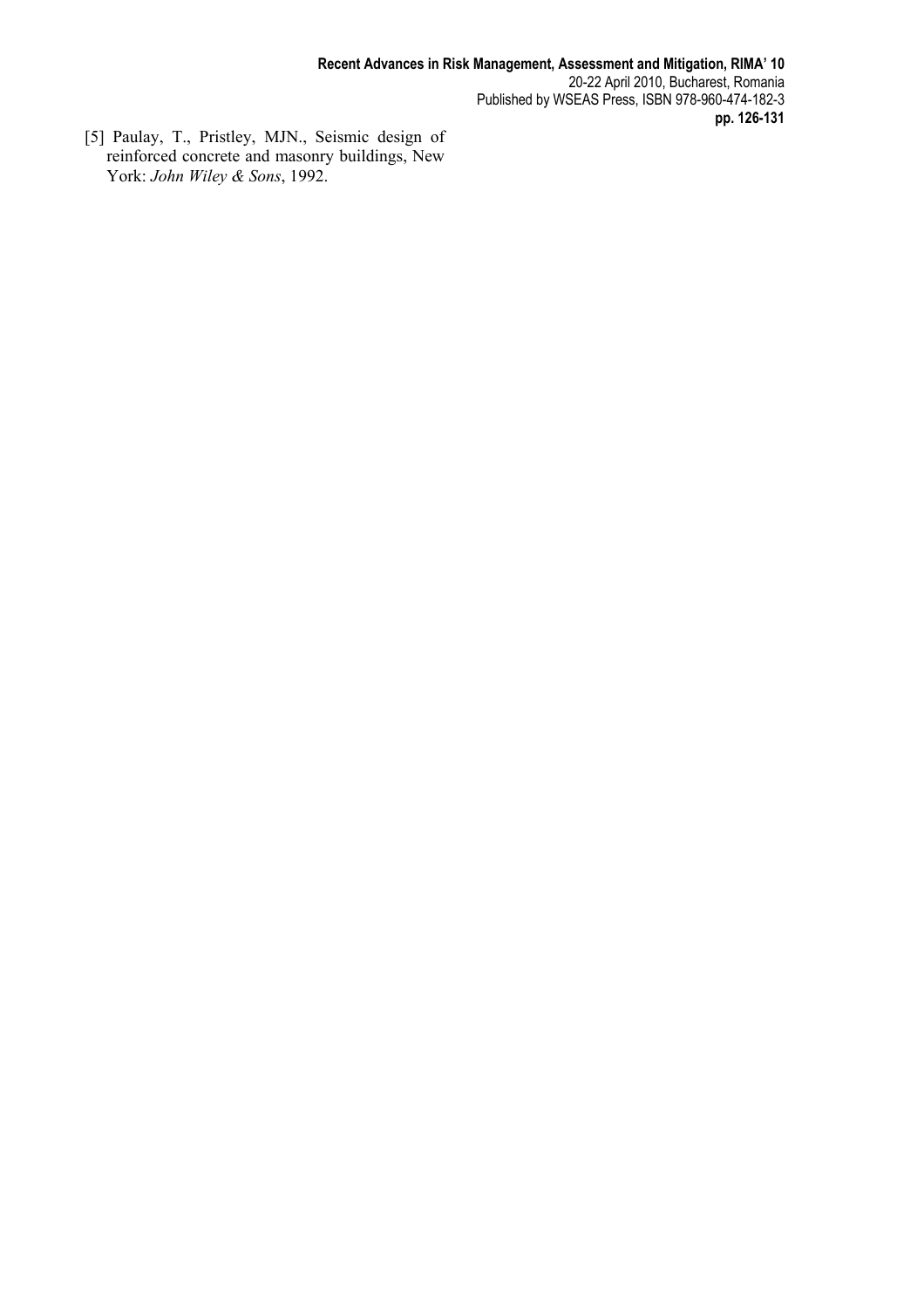[5] Paulay, T., Pristley, MJN., Seismic design of reinforced concrete and masonry buildings, New York: *John Wiley & Sons*, 1992.